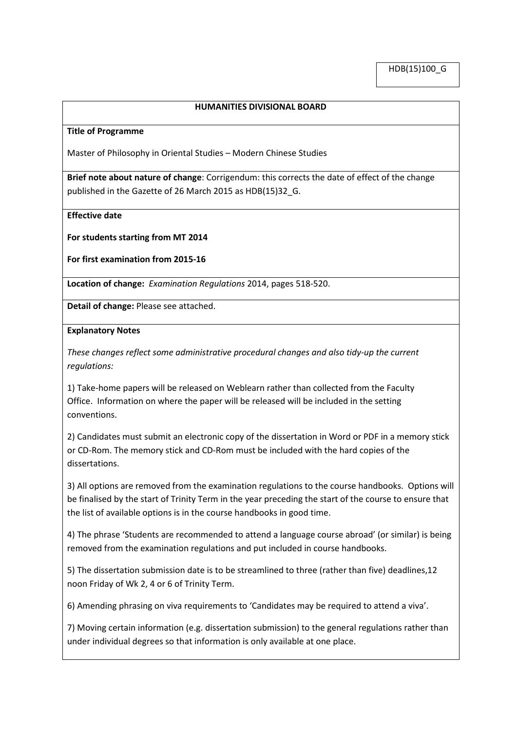HDB(15)100_G

**HUMANITIES DIVISIONAL BOARD**

**Title of Programme**

Master of Philosophy in Oriental Studies – Modern Chinese Studies

**Brief note about nature of change**: Corrigendum: this corrects the date of effect of the change published in the Gazette of 26 March 2015 as HDB(15)32_G.

**Effective date**

**For students starting from MT 2014**

**For first examination from 2015-16**

**Location of change:** *Examination Regulations* 2014, pages 518-520.

**Detail of change:** Please see attached.

**Explanatory Notes**

*These changes reflect some administrative procedural changes and also tidy-up the current regulations:*

1) Take-home papers will be released on Weblearn rather than collected from the Faculty Office. Information on where the paper will be released will be included in the setting conventions.

2) Candidates must submit an electronic copy of the dissertation in Word or PDF in a memory stick or CD-Rom. The memory stick and CD-Rom must be included with the hard copies of the dissertations.

3) All options are removed from the examination regulations to the course handbooks. Options will be finalised by the start of Trinity Term in the year preceding the start of the course to ensure that the list of available options is in the course handbooks in good time.

4) The phrase 'Students are recommended to attend a language course abroad' (or similar) is being removed from the examination regulations and put included in course handbooks.

5) The dissertation submission date is to be streamlined to three (rather than five) deadlines,12 noon Friday of Wk 2, 4 or 6 of Trinity Term.

6) Amending phrasing on viva requirements to 'Candidates may be required to attend a viva'.

7) Moving certain information (e.g. dissertation submission) to the general regulations rather than under individual degrees so that information is only available at one place.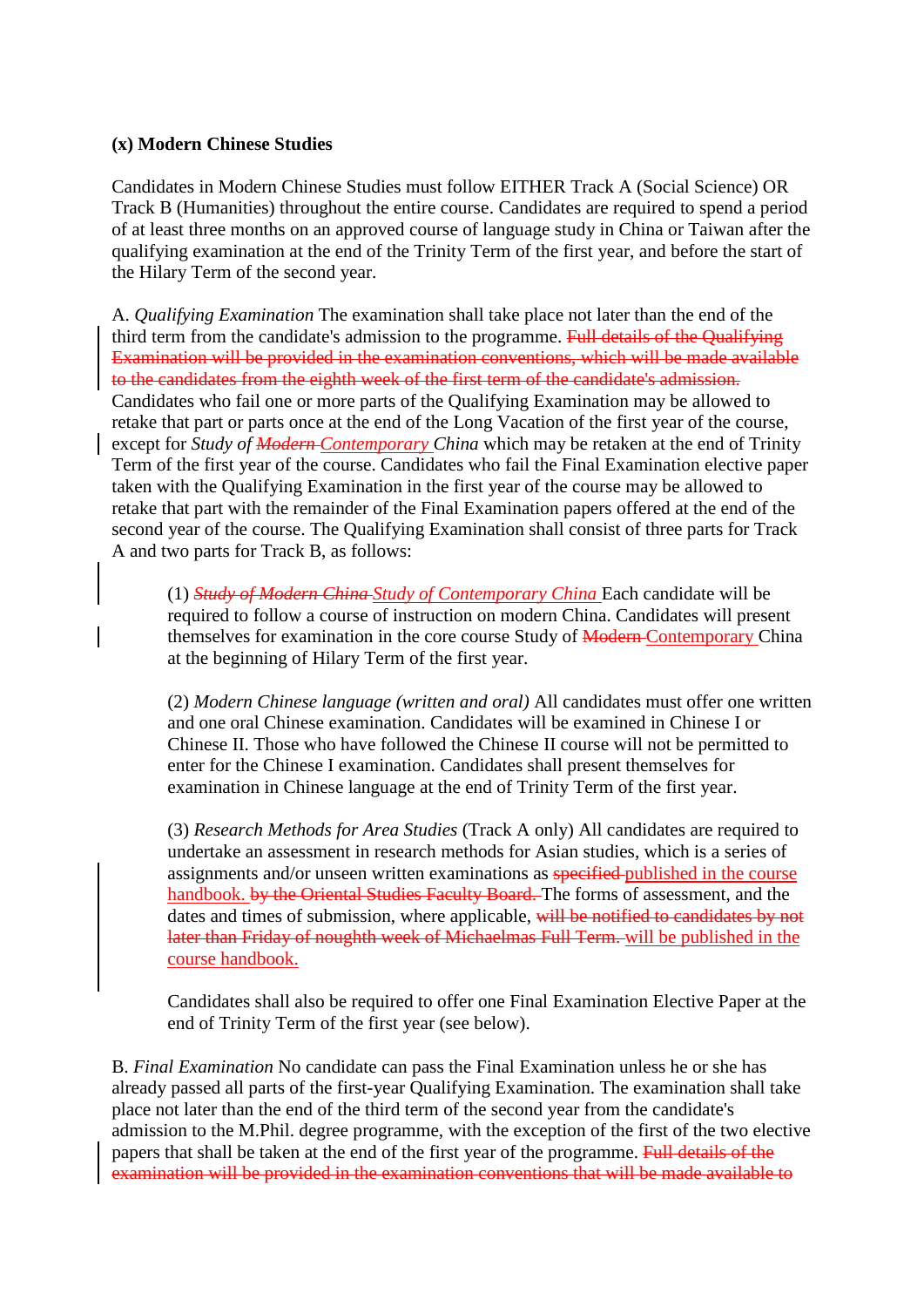**(x) Modern Chinese Studies**

Candidates in Modern Chinese Studies must follow EITHER Track A (Social Science) OR Track B (Humanities) throughout the entire course. Candidates are required to spend a period of at least three months on an approved course of language study in China or Taiwan after the qualifying examination at the end of the Trinity Term of the first year, and before the start of the Hilary Term of the second year.

A. *Qualifying Examination* The examination shall take place not later than the end of the third term from the candidate's admission to the programme. ~~Full details of the Qualifying Examination will be provided in the examination conventions, which will be made available to the candidates from the eighth week of the first term of the candidate's admission.~~ Candidates who fail one or more parts of the Qualifying Examination may be allowed to retake that part or parts once at the end of the Long Vacation of the first year of the course, except for *Study of ~~Modern~~ Contemporary China* which may be retaken at the end of Trinity Term of the first year of the course. Candidates who fail the Final Examination elective paper taken with the Qualifying Examination in the first year of the course may be allowed to retake that part with the remainder of the Final Examination papers offered at the end of the second year of the course. The Qualifying Examination shall consist of three parts for Track A and two parts for Track B, as follows:

> (1) *~~Study of Modern China~~ Study of Contemporary China* Each candidate will be required to follow a course of instruction on modern China. Candidates will present themselves for examination in the core course Study of ~~Modern~~ Contemporary China at the beginning of Hilary Term of the first year.
>
> (2) *Modern Chinese language (written and oral)* All candidates must offer one written and one oral Chinese examination. Candidates will be examined in Chinese I or Chinese II. Those who have followed the Chinese II course will not be permitted to enter for the Chinese I examination. Candidates shall present themselves for examination in Chinese language at the end of Trinity Term of the first year.
>
> (3) *Research Methods for Area Studies* (Track A only) All candidates are required to undertake an assessment in research methods for Asian studies, which is a series of assignments and/or unseen written examinations as ~~specified~~ published in the course handbook. ~~by the Oriental Studies Faculty Board.~~ The forms of assessment, and the dates and times of submission, where applicable, ~~will be notified to candidates by not later than Friday of noughth week of Michaelmas Full Term.~~ will be published in the course handbook.
>
> Candidates shall also be required to offer one Final Examination Elective Paper at the end of Trinity Term of the first year (see below).

B. *Final Examination* No candidate can pass the Final Examination unless he or she has already passed all parts of the first-year Qualifying Examination. The examination shall take place not later than the end of the third term of the second year from the candidate's admission to the M.Phil. degree programme, with the exception of the first of the two elective papers that shall be taken at the end of the first year of the programme. ~~Full details of the examination will be provided in the examination conventions that will be made available to~~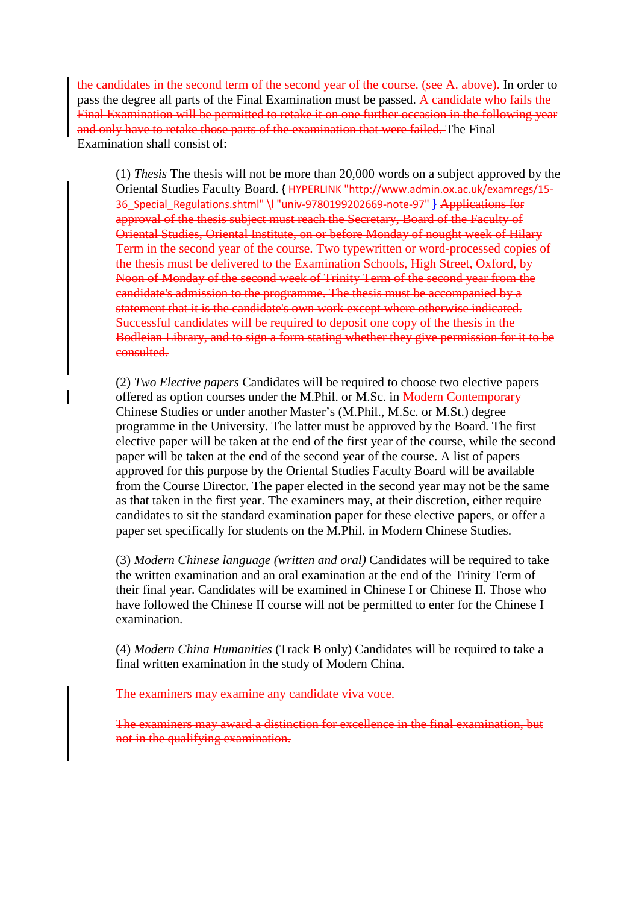~~the candidates in the second term of the second year of the course. (see A. above).~~ In order to pass the degree all parts of the Final Examination must be passed. ~~A candidate who fails the Final Examination will be permitted to retake it on one further occasion in the following year and only have to retake those parts of the examination that were failed.~~ The Final Examination shall consist of:

(1) *Thesis* The thesis will not be more than 20,000 words on a subject approved by the Oriental Studies Faculty Board. { HYPERLINK "http://www.admin.ox.ac.uk/examregs/15-36_Special_Regulations.shtml" \l "univ-9780199202669-note-97" } ~~Applications for approval of the thesis subject must reach the Secretary, Board of the Faculty of Oriental Studies, Oriental Institute, on or before Monday of nought week of Hilary Term in the second year of the course. Two typewritten or word-processed copies of the thesis must be delivered to the Examination Schools, High Street, Oxford, by Noon of Monday of the second week of Trinity Term of the second year from the candidate's admission to the programme. The thesis must be accompanied by a statement that it is the candidate's own work except where otherwise indicated. Successful candidates will be required to deposit one copy of the thesis in the Bodleian Library, and to sign a form stating whether they give permission for it to be consulted.~~

(2) *Two Elective papers* Candidates will be required to choose two elective papers offered as option courses under the M.Phil. or M.Sc. in ~~Modern~~ Contemporary Chinese Studies or under another Master's (M.Phil., M.Sc. or M.St.) degree programme in the University. The latter must be approved by the Board. The first elective paper will be taken at the end of the first year of the course, while the second paper will be taken at the end of the second year of the course. A list of papers approved for this purpose by the Oriental Studies Faculty Board will be available from the Course Director. The paper elected in the second year may not be the same as that taken in the first year. The examiners may, at their discretion, either require candidates to sit the standard examination paper for these elective papers, or offer a paper set specifically for students on the M.Phil. in Modern Chinese Studies.

(3) *Modern Chinese language (written and oral)* Candidates will be required to take the written examination and an oral examination at the end of the Trinity Term of their final year. Candidates will be examined in Chinese I or Chinese II. Those who have followed the Chinese II course will not be permitted to enter for the Chinese I examination.

(4) *Modern China Humanities* (Track B only) Candidates will be required to take a final written examination in the study of Modern China.

~~The examiners may examine any candidate viva voce.~~

~~The examiners may award a distinction for excellence in the final examination, but not in the qualifying examination.~~